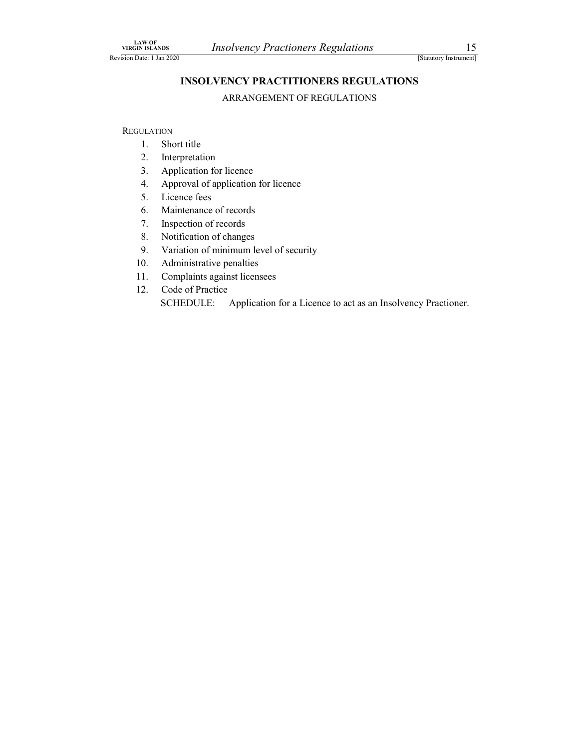# INSOLVENCY PRACTITIONERS REGULATIONS

ARRANGEMENT OF REGULATIONS

REGULATION

1. Short title
2. Interpretation
3. Application for licence
4. Approval of application for licence
5. Licence fees
6. Maintenance of records
7. Inspection of records
8. Notification of changes
9. Variation of minimum level of security
10. Administrative penalties
11. Complaints against licensees
12. Code of Practice

SCHEDULE: Application for a Licence to act as an Insolvency Practioner.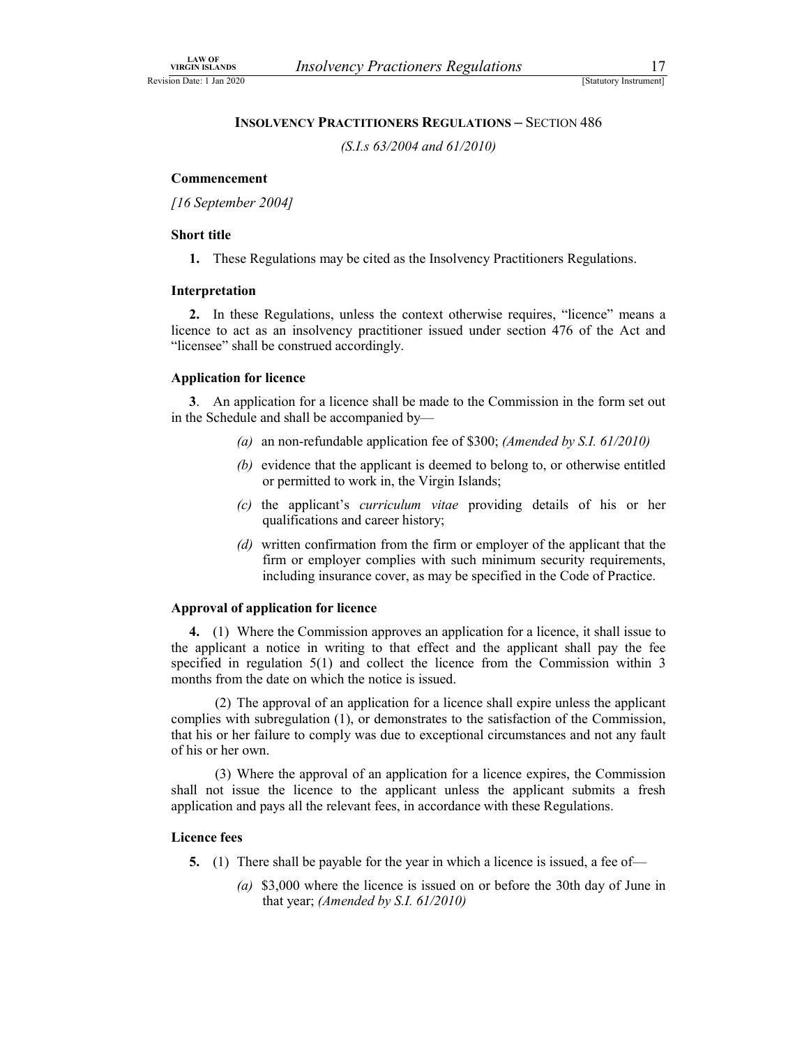## INSOLVENCY PRACTITIONERS REGULATIONS – SECTION 486

*(S.I.s 63/2004 and 61/2010)*

**Commencement**

*[16 September 2004]*

**Short title**

**1.** These Regulations may be cited as the Insolvency Practitioners Regulations.

**Interpretation**

**2.** In these Regulations, unless the context otherwise requires, "licence" means a licence to act as an insolvency practitioner issued under section 476 of the Act and "licensee" shall be construed accordingly.

**Application for licence**

**3**. An application for a licence shall be made to the Commission in the form set out in the Schedule and shall be accompanied by—

*(a)* an non-refundable application fee of $300; *(Amended by S.I. 61/2010)*

*(b)* evidence that the applicant is deemed to belong to, or otherwise entitled or permitted to work in, the Virgin Islands;

*(c)* the applicant's *curriculum vitae* providing details of his or her qualifications and career history;

*(d)* written confirmation from the firm or employer of the applicant that the firm or employer complies with such minimum security requirements, including insurance cover, as may be specified in the Code of Practice.

**Approval of application for licence**

**4.** (1) Where the Commission approves an application for a licence, it shall issue to the applicant a notice in writing to that effect and the applicant shall pay the fee specified in regulation 5(1) and collect the licence from the Commission within 3 months from the date on which the notice is issued.

(2) The approval of an application for a licence shall expire unless the applicant complies with subregulation (1), or demonstrates to the satisfaction of the Commission, that his or her failure to comply was due to exceptional circumstances and not any fault of his or her own.

(3) Where the approval of an application for a licence expires, the Commission shall not issue the licence to the applicant unless the applicant submits a fresh application and pays all the relevant fees, in accordance with these Regulations.

**Licence fees**

**5.** (1) There shall be payable for the year in which a licence is issued, a fee of—

*(a)* $3,000 where the licence is issued on or before the 30th day of June in that year; *(Amended by S.I. 61/2010)*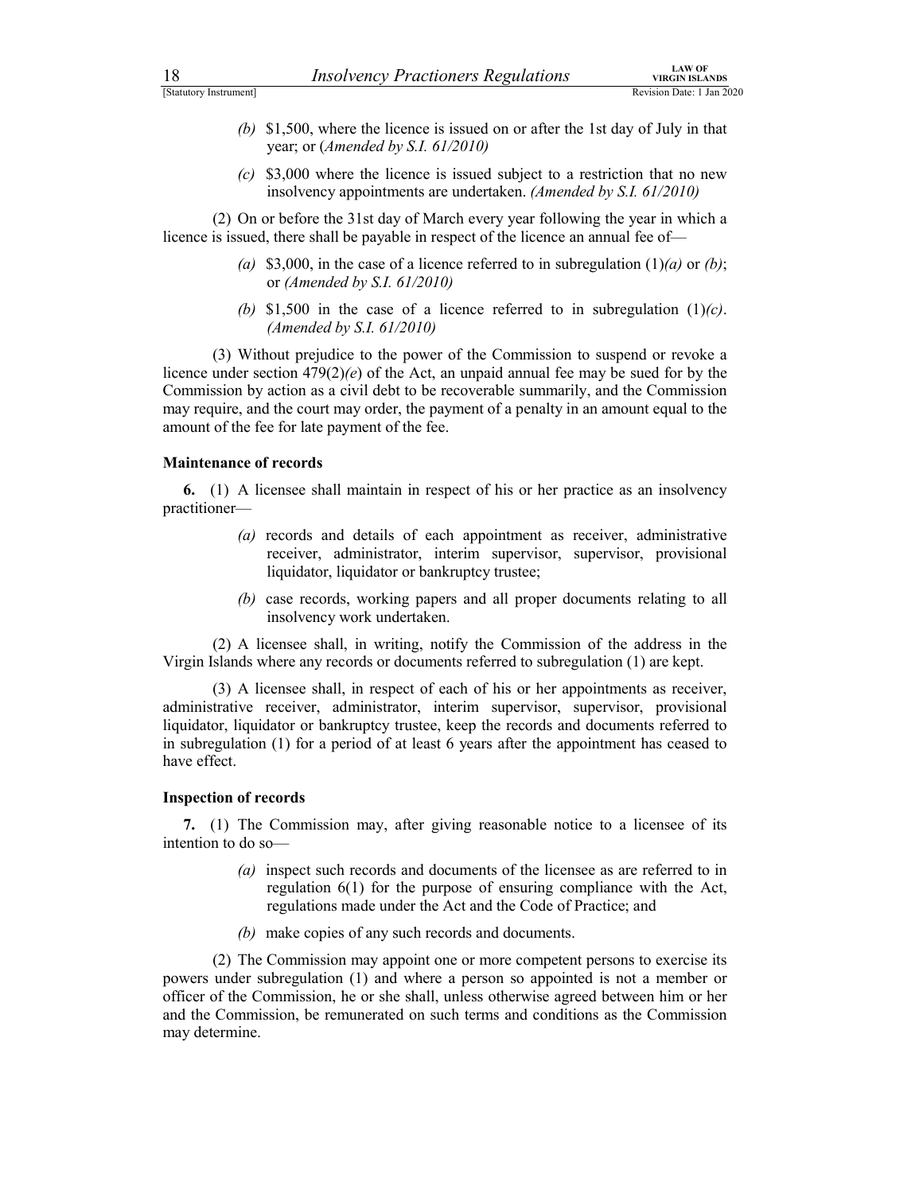*(b)* \$1,500, where the licence is issued on or after the 1st day of July in that year; or (*Amended by S.I. 61/2010)*

*(c)* \$3,000 where the licence is issued subject to a restriction that no new insolvency appointments are undertaken. *(Amended by S.I. 61/2010)*

(2) On or before the 31st day of March every year following the year in which a licence is issued, there shall be payable in respect of the licence an annual fee of—

*(a)* \$3,000, in the case of a licence referred to in subregulation (1)*(a)* or *(b)*; or *(Amended by S.I. 61/2010)*

*(b)* \$1,500 in the case of a licence referred to in subregulation (1)*(c)*. *(Amended by S.I. 61/2010)*

(3) Without prejudice to the power of the Commission to suspend or revoke a licence under section 479(2)*(e)* of the Act, an unpaid annual fee may be sued for by the Commission by action as a civil debt to be recoverable summarily, and the Commission may require, and the court may order, the payment of a penalty in an amount equal to the amount of the fee for late payment of the fee.

**Maintenance of records**

**6.** (1) A licensee shall maintain in respect of his or her practice as an insolvency practitioner—

*(a)* records and details of each appointment as receiver, administrative receiver, administrator, interim supervisor, supervisor, provisional liquidator, liquidator or bankruptcy trustee;

*(b)* case records, working papers and all proper documents relating to all insolvency work undertaken.

(2) A licensee shall, in writing, notify the Commission of the address in the Virgin Islands where any records or documents referred to subregulation (1) are kept.

(3) A licensee shall, in respect of each of his or her appointments as receiver, administrative receiver, administrator, interim supervisor, supervisor, provisional liquidator, liquidator or bankruptcy trustee, keep the records and documents referred to in subregulation (1) for a period of at least 6 years after the appointment has ceased to have effect.

**Inspection of records**

**7.** (1) The Commission may, after giving reasonable notice to a licensee of its intention to do so—

*(a)* inspect such records and documents of the licensee as are referred to in regulation 6(1) for the purpose of ensuring compliance with the Act, regulations made under the Act and the Code of Practice; and

*(b)* make copies of any such records and documents.

(2) The Commission may appoint one or more competent persons to exercise its powers under subregulation (1) and where a person so appointed is not a member or officer of the Commission, he or she shall, unless otherwise agreed between him or her and the Commission, be remunerated on such terms and conditions as the Commission may determine.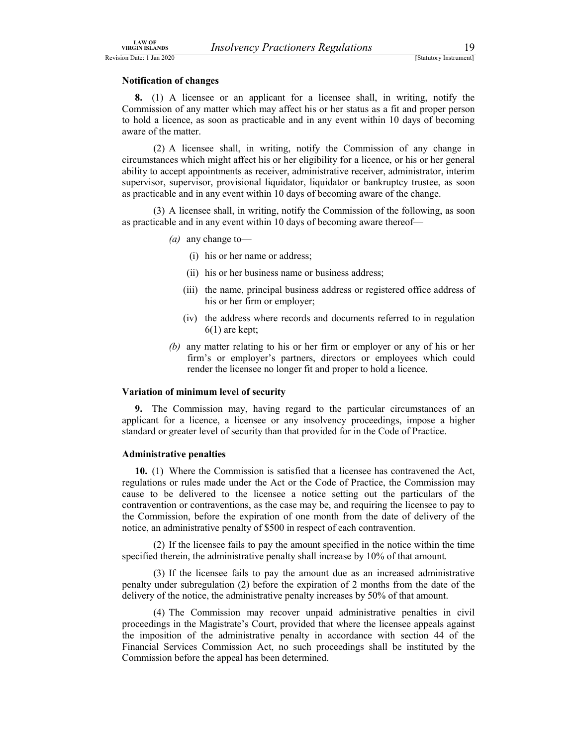### Notification of changes

**8.** (1) A licensee or an applicant for a licensee shall, in writing, notify the Commission of any matter which may affect his or her status as a fit and proper person to hold a licence, as soon as practicable and in any event within 10 days of becoming aware of the matter.

(2) A licensee shall, in writing, notify the Commission of any change in circumstances which might affect his or her eligibility for a licence, or his or her general ability to accept appointments as receiver, administrative receiver, administrator, interim supervisor, supervisor, provisional liquidator, liquidator or bankruptcy trustee, as soon as practicable and in any event within 10 days of becoming aware of the change.

(3) A licensee shall, in writing, notify the Commission of the following, as soon as practicable and in any event within 10 days of becoming aware thereof—

*(a)* any change to—

(i) his or her name or address;

(ii) his or her business name or business address;

(iii) the name, principal business address or registered office address of his or her firm or employer;

(iv) the address where records and documents referred to in regulation 6(1) are kept;

*(b)* any matter relating to his or her firm or employer or any of his or her firm's or employer's partners, directors or employees which could render the licensee no longer fit and proper to hold a licence.

### Variation of minimum level of security

**9.** The Commission may, having regard to the particular circumstances of an applicant for a licence, a licensee or any insolvency proceedings, impose a higher standard or greater level of security than that provided for in the Code of Practice.

### Administrative penalties

**10.** (1) Where the Commission is satisfied that a licensee has contravened the Act, regulations or rules made under the Act or the Code of Practice, the Commission may cause to be delivered to the licensee a notice setting out the particulars of the contravention or contraventions, as the case may be, and requiring the licensee to pay to the Commission, before the expiration of one month from the date of delivery of the notice, an administrative penalty of $500 in respect of each contravention.

(2) If the licensee fails to pay the amount specified in the notice within the time specified therein, the administrative penalty shall increase by 10% of that amount.

(3) If the licensee fails to pay the amount due as an increased administrative penalty under subregulation (2) before the expiration of 2 months from the date of the delivery of the notice, the administrative penalty increases by 50% of that amount.

(4) The Commission may recover unpaid administrative penalties in civil proceedings in the Magistrate's Court, provided that where the licensee appeals against the imposition of the administrative penalty in accordance with section 44 of the Financial Services Commission Act, no such proceedings shall be instituted by the Commission before the appeal has been determined.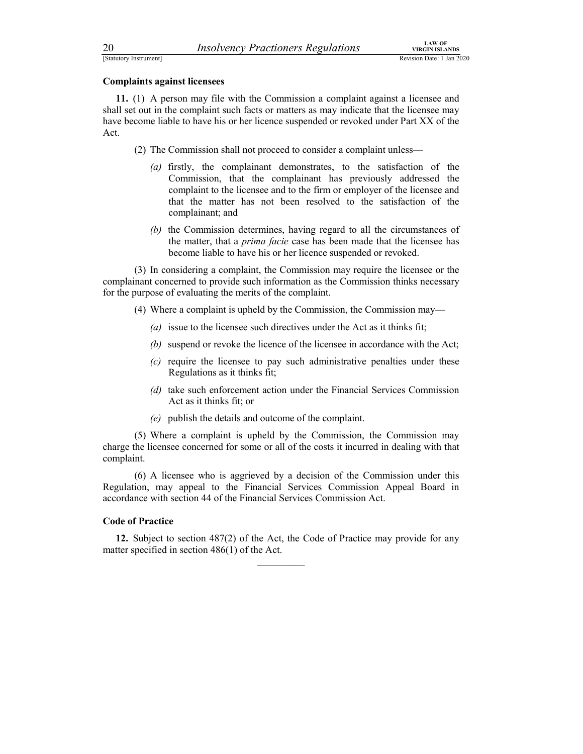### Complaints against licensees

**11.** (1) A person may file with the Commission a complaint against a licensee and shall set out in the complaint such facts or matters as may indicate that the licensee may have become liable to have his or her licence suspended or revoked under Part XX of the Act.

(2) The Commission shall not proceed to consider a complaint unless—

*(a)* firstly, the complainant demonstrates, to the satisfaction of the Commission, that the complainant has previously addressed the complaint to the licensee and to the firm or employer of the licensee and that the matter has not been resolved to the satisfaction of the complainant; and

*(b)* the Commission determines, having regard to all the circumstances of the matter, that a *prima facie* case has been made that the licensee has become liable to have his or her licence suspended or revoked.

(3) In considering a complaint, the Commission may require the licensee or the complainant concerned to provide such information as the Commission thinks necessary for the purpose of evaluating the merits of the complaint.

(4) Where a complaint is upheld by the Commission, the Commission may—

*(a)* issue to the licensee such directives under the Act as it thinks fit;

*(b)* suspend or revoke the licence of the licensee in accordance with the Act;

*(c)* require the licensee to pay such administrative penalties under these Regulations as it thinks fit;

*(d)* take such enforcement action under the Financial Services Commission Act as it thinks fit; or

*(e)* publish the details and outcome of the complaint.

(5) Where a complaint is upheld by the Commission, the Commission may charge the licensee concerned for some or all of the costs it incurred in dealing with that complaint.

(6) A licensee who is aggrieved by a decision of the Commission under this Regulation, may appeal to the Financial Services Commission Appeal Board in accordance with section 44 of the Financial Services Commission Act.

### Code of Practice

**12.** Subject to section 487(2) of the Act, the Code of Practice may provide for any matter specified in section 486(1) of the Act.

__________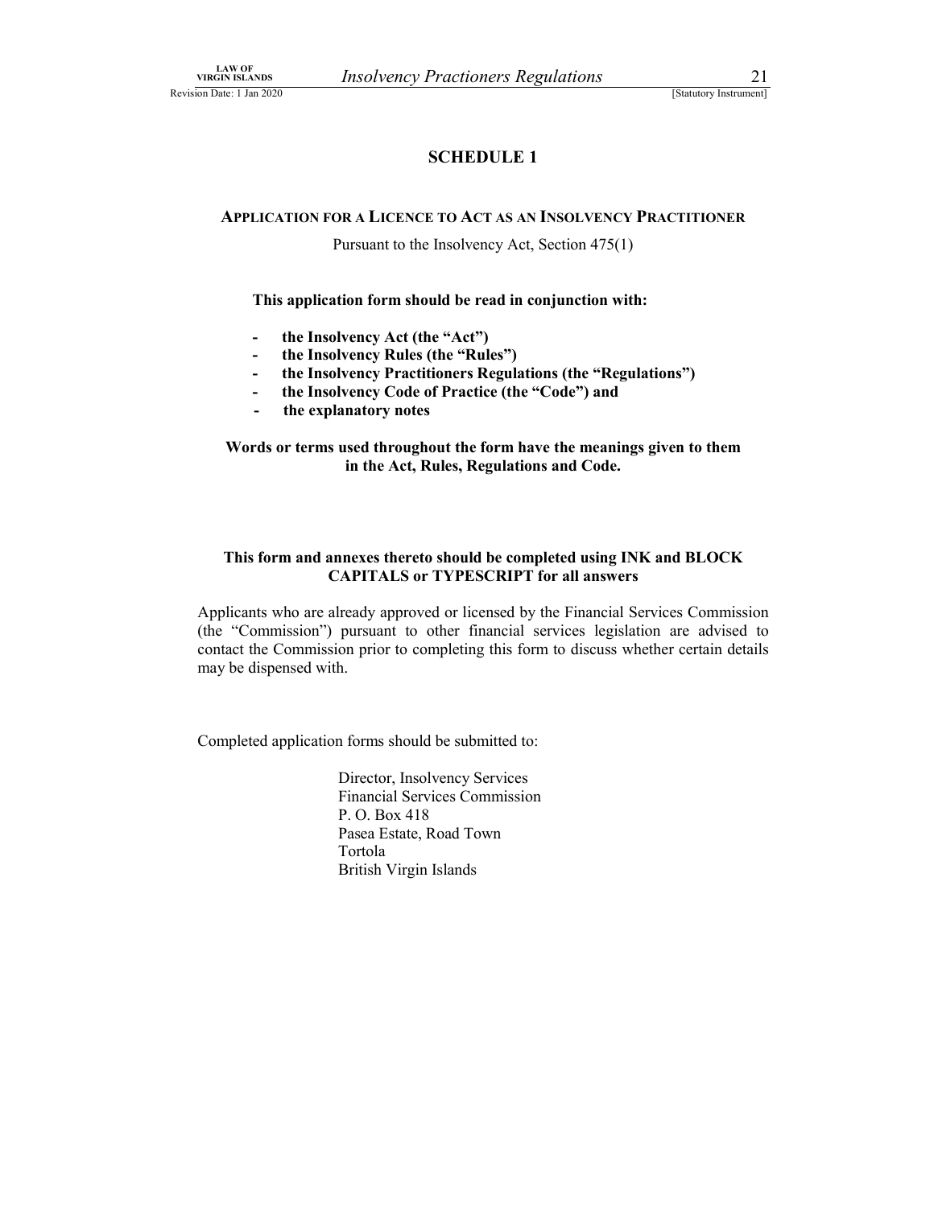# SCHEDULE 1

## APPLICATION FOR A LICENCE TO ACT AS AN INSOLVENCY PRACTITIONER

Pursuant to the Insolvency Act, Section 475(1)

**This application form should be read in conjunction with:**

- **the Insolvency Act (the "Act")**
- **the Insolvency Rules (the "Rules")**
- **the Insolvency Practitioners Regulations (the "Regulations")**
- **the Insolvency Code of Practice (the "Code") and**
- **the explanatory notes**

**Words or terms used throughout the form have the meanings given to them in the Act, Rules, Regulations and Code.**

**This form and annexes thereto should be completed using INK and BLOCK CAPITALS or TYPESCRIPT for all answers**

Applicants who are already approved or licensed by the Financial Services Commission (the "Commission") pursuant to other financial services legislation are advised to contact the Commission prior to completing this form to discuss whether certain details may be dispensed with.

Completed application forms should be submitted to:

Director, Insolvency Services
Financial Services Commission
P. O. Box 418
Pasea Estate, Road Town
Tortola
British Virgin Islands